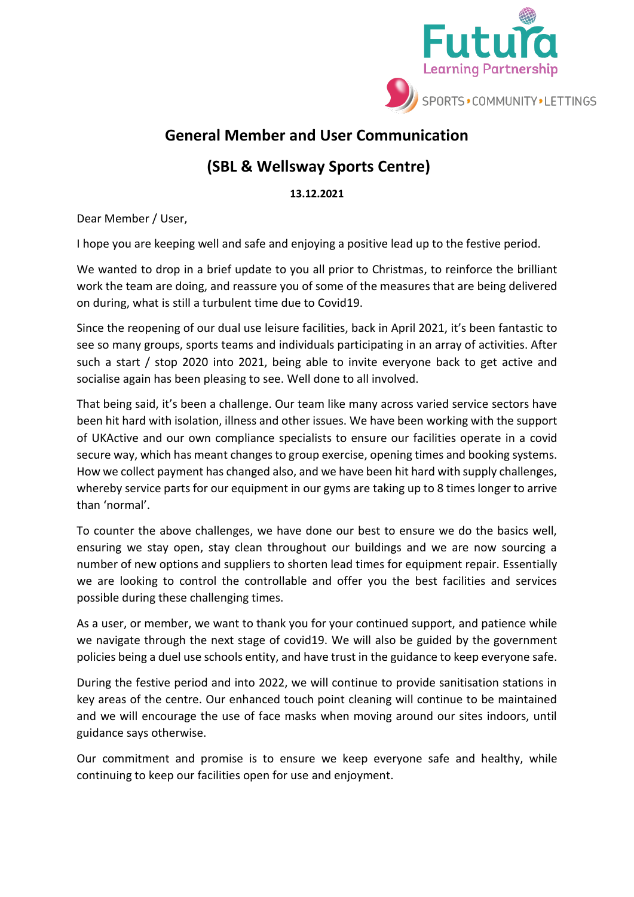Futura Learning Partnership

SPORTS • COMMUNITY • LETTINGS

# General Member and User Communication

## (SBL & Wellsway Sports Centre)

**13.12.2021**

Dear Member / User,

I hope you are keeping well and safe and enjoying a positive lead up to the festive period.

We wanted to drop in a brief update to you all prior to Christmas, to reinforce the brilliant work the team are doing, and reassure you of some of the measures that are being delivered on during, what is still a turbulent time due to Covid19.

Since the reopening of our dual use leisure facilities, back in April 2021, it's been fantastic to see so many groups, sports teams and individuals participating in an array of activities. After such a start / stop 2020 into 2021, being able to invite everyone back to get active and socialise again has been pleasing to see. Well done to all involved.

That being said, it's been a challenge. Our team like many across varied service sectors have been hit hard with isolation, illness and other issues. We have been working with the support of UKActive and our own compliance specialists to ensure our facilities operate in a covid secure way, which has meant changes to group exercise, opening times and booking systems. How we collect payment has changed also, and we have been hit hard with supply challenges, whereby service parts for our equipment in our gyms are taking up to 8 times longer to arrive than 'normal'.

To counter the above challenges, we have done our best to ensure we do the basics well, ensuring we stay open, stay clean throughout our buildings and we are now sourcing a number of new options and suppliers to shorten lead times for equipment repair. Essentially we are looking to control the controllable and offer you the best facilities and services possible during these challenging times.

As a user, or member, we want to thank you for your continued support, and patience while we navigate through the next stage of covid19. We will also be guided by the government policies being a duel use schools entity, and have trust in the guidance to keep everyone safe.

During the festive period and into 2022, we will continue to provide sanitisation stations in key areas of the centre. Our enhanced touch point cleaning will continue to be maintained and we will encourage the use of face masks when moving around our sites indoors, until guidance says otherwise.

Our commitment and promise is to ensure we keep everyone safe and healthy, while continuing to keep our facilities open for use and enjoyment.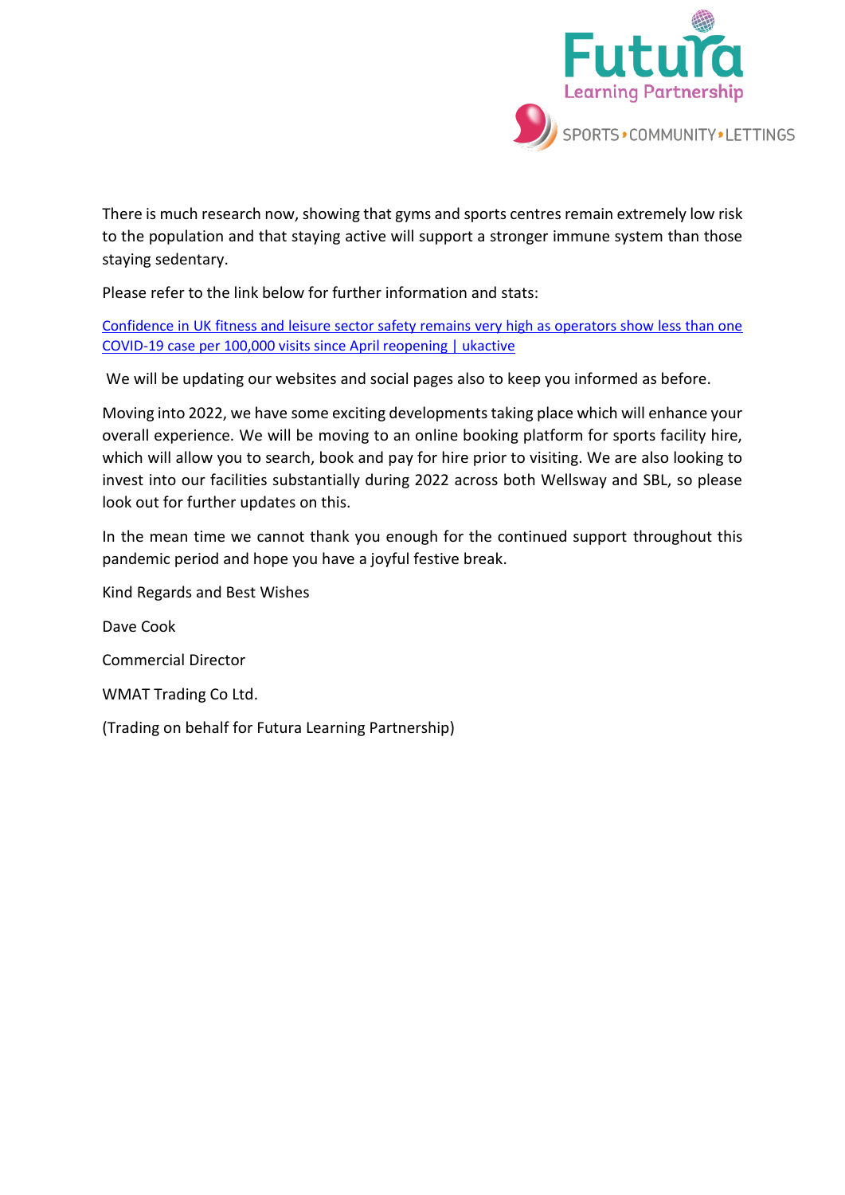There is much research now, showing that gyms and sports centres remain extremely low risk to the population and that staying active will support a stronger immune system than those staying sedentary.

Please refer to the link below for further information and stats:

[Confidence in UK fitness and leisure sector safety remains very high as operators show less than one COVID-19 case per 100,000 visits since April reopening | ukactive]

We will be updating our websites and social pages also to keep you informed as before.

Moving into 2022, we have some exciting developments taking place which will enhance your overall experience. We will be moving to an online booking platform for sports facility hire, which will allow you to search, book and pay for hire prior to visiting. We are also looking to invest into our facilities substantially during 2022 across both Wellsway and SBL, so please look out for further updates on this.

In the mean time we cannot thank you enough for the continued support throughout this pandemic period and hope you have a joyful festive break.

Kind Regards and Best Wishes

Dave Cook

Commercial Director

WMAT Trading Co Ltd.

(Trading on behalf for Futura Learning Partnership)